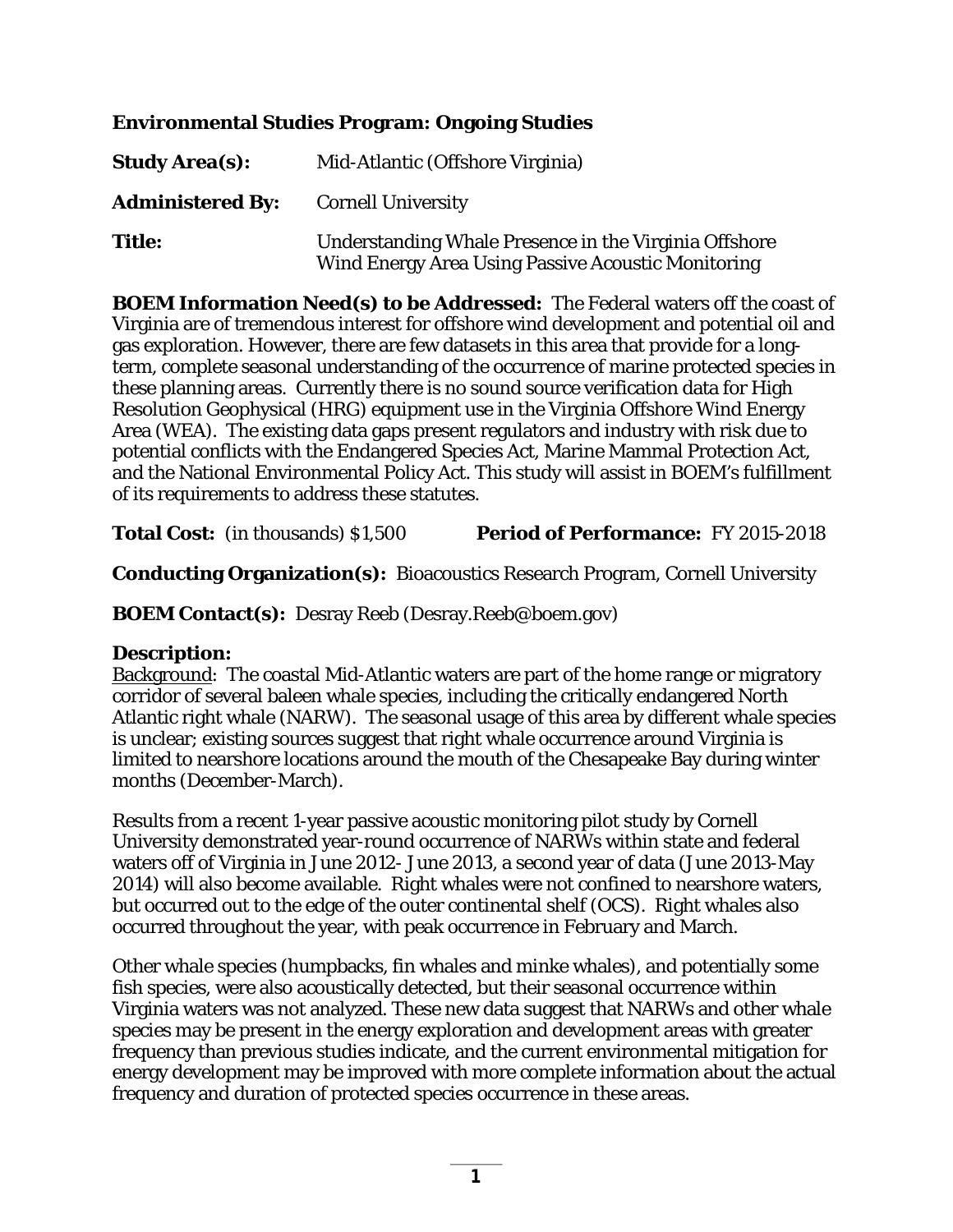**Environmental Studies Program: Ongoing Studies**

**Study Area(s):** Mid-Atlantic (Offshore Virginia)

**Administered By:** Cornell University

**Title:** Understanding Whale Presence in the Virginia Offshore Wind Energy Area Using Passive Acoustic Monitoring

**BOEM Information Need(s) to be Addressed:** The Federal waters off the coast of Virginia are of tremendous interest for offshore wind development and potential oil and gas exploration. However, there are few datasets in this area that provide for a long-term, complete seasonal understanding of the occurrence of marine protected species in these planning areas. Currently there is no sound source verification data for High Resolution Geophysical (HRG) equipment use in the Virginia Offshore Wind Energy Area (WEA). The existing data gaps present regulators and industry with risk due to potential conflicts with the Endangered Species Act, Marine Mammal Protection Act, and the National Environmental Policy Act. This study will assist in BOEM's fulfillment of its requirements to address these statutes.

**Total Cost:** (in thousands) $1,500 **Period of Performance:** FY 2015-2018

**Conducting Organization(s):** Bioacoustics Research Program, Cornell University

**BOEM Contact(s):** Desray Reeb (Desray.Reeb@boem.gov)

**Description:**

Background: The coastal Mid-Atlantic waters are part of the home range or migratory corridor of several baleen whale species, including the critically endangered North Atlantic right whale (NARW). The seasonal usage of this area by different whale species is unclear; existing sources suggest that right whale occurrence around Virginia is limited to nearshore locations around the mouth of the Chesapeake Bay during winter months (December-March).

Results from a recent 1-year passive acoustic monitoring pilot study by Cornell University demonstrated year-round occurrence of NARWs within state and federal waters off of Virginia in June 2012- June 2013, a second year of data (June 2013-May 2014) will also become available. Right whales were not confined to nearshore waters, but occurred out to the edge of the outer continental shelf (OCS). Right whales also occurred throughout the year, with peak occurrence in February and March.

Other whale species (humpbacks, fin whales and minke whales), and potentially some fish species, were also acoustically detected, but their seasonal occurrence within Virginia waters was not analyzed. These new data suggest that NARWs and other whale species may be present in the energy exploration and development areas with greater frequency than previous studies indicate, and the current environmental mitigation for energy development may be improved with more complete information about the actual frequency and duration of protected species occurrence in these areas.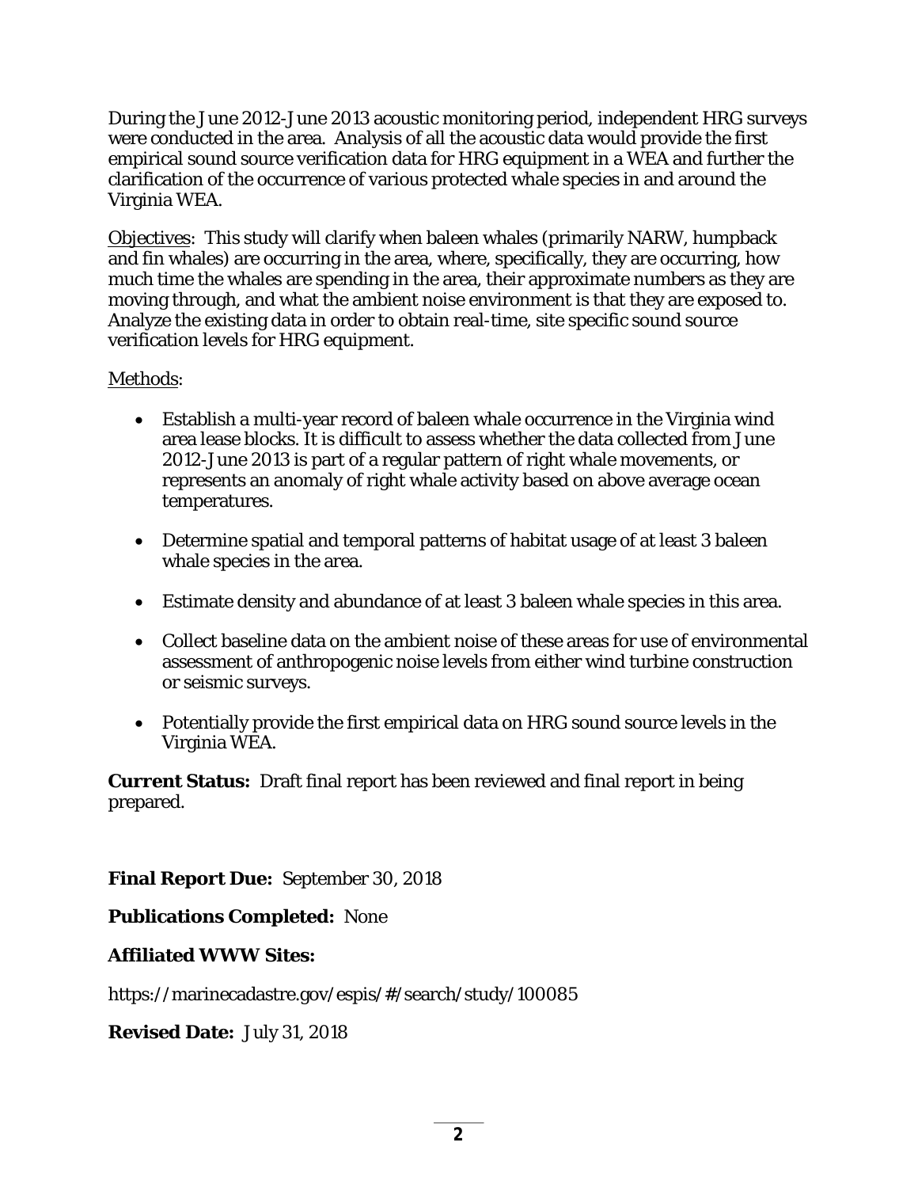During the June 2012-June 2013 acoustic monitoring period, independent HRG surveys were conducted in the area. Analysis of all the acoustic data would provide the first empirical sound source verification data for HRG equipment in a WEA and further the clarification of the occurrence of various protected whale species in and around the Virginia WEA.

<u>Objectives</u>: This study will clarify when baleen whales (primarily NARW, humpback and fin whales) are occurring in the area, where, specifically, they are occurring, how much time the whales are spending in the area, their approximate numbers as they are moving through, and what the ambient noise environment is that they are exposed to. Analyze the existing data in order to obtain real-time, site specific sound source verification levels for HRG equipment.

<u>Methods</u>:

- Establish a multi-year record of baleen whale occurrence in the Virginia wind area lease blocks. It is difficult to assess whether the data collected from June 2012-June 2013 is part of a regular pattern of right whale movements, or represents an anomaly of right whale activity based on above average ocean temperatures.

- Determine spatial and temporal patterns of habitat usage of at least 3 baleen whale species in the area.

- Estimate density and abundance of at least 3 baleen whale species in this area.

- Collect baseline data on the ambient noise of these areas for use of environmental assessment of anthropogenic noise levels from either wind turbine construction or seismic surveys.

- Potentially provide the first empirical data on HRG sound source levels in the Virginia WEA.

**Current Status:** Draft final report has been reviewed and final report in being prepared.

**Final Report Due:** September 30, 2018

**Publications Completed:** None

**Affiliated WWW Sites:**

https://marinecadastre.gov/espis/#/search/study/100085

**Revised Date:** July 31, 2018